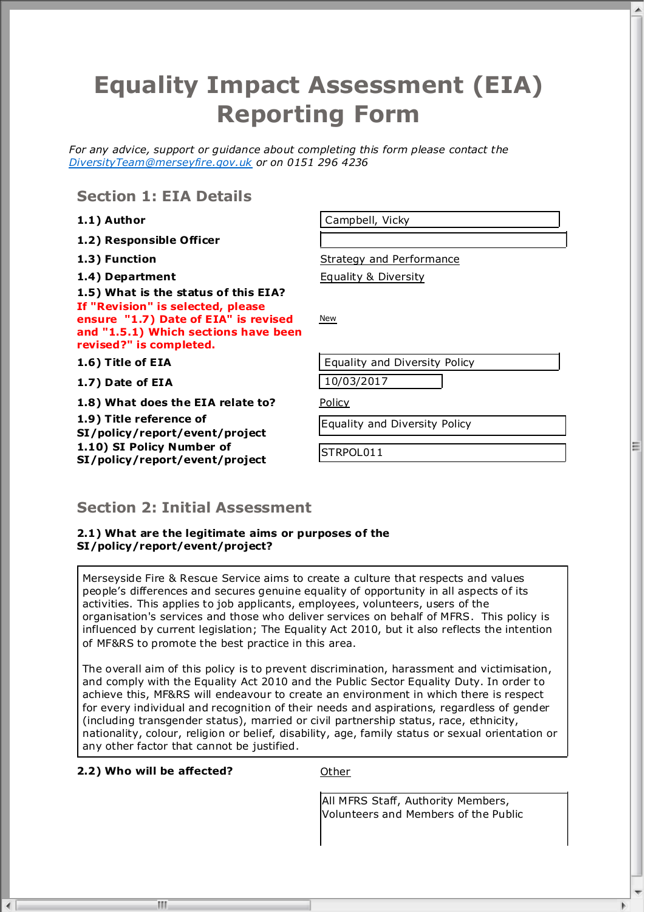# Equality Impact Assessment (EIA) Reporting Form

*For any advice, support or guidance about completing this form please contact the [DiversityTeam@merseyfire.gov.uk](mailto:DiversityTeam@merseyfire.gov.uk) or on 0151 296 4236*

## Section 1: EIA Details

| | |
|---|---|
| **1.1) Author** | Campbell, Vicky |
| **1.2) Responsible Officer** | |
| **1.3) Function** | Strategy and Performance |
| **1.4) Department** | Equality & Diversity |
| **1.5) What is the status of this EIA?** **If "Revision" is selected, please ensure "1.7) Date of EIA" is revised and "1.5.1) Which sections have been revised?" is completed.** | New |
| **1.6) Title of EIA** | Equality and Diversity Policy |
| **1.7) Date of EIA** | 10/03/2017 |
| **1.8) What does the EIA relate to?** | Policy |
| **1.9) Title reference of SI/policy/report/event/project** | Equality and Diversity Policy |
| **1.10) SI Policy Number of SI/policy/report/event/project** | STRPOL011 |

## Section 2: Initial Assessment

**2.1) What are the legitimate aims or purposes of the SI/policy/report/event/project?**

Merseyside Fire & Rescue Service aims to create a culture that respects and values people's differences and secures genuine equality of opportunity in all aspects of its activities. This applies to job applicants, employees, volunteers, users of the organisation's services and those who deliver services on behalf of MFRS. This policy is influenced by current legislation; The Equality Act 2010, but it also reflects the intention of MF&RS to promote the best practice in this area.

The overall aim of this policy is to prevent discrimination, harassment and victimisation, and comply with the Equality Act 2010 and the Public Sector Equality Duty. In order to achieve this, MF&RS will endeavour to create an environment in which there is respect for every individual and recognition of their needs and aspirations, regardless of gender (including transgender status), married or civil partnership status, race, ethnicity, nationality, colour, religion or belief, disability, age, family status or sexual orientation or any other factor that cannot be justified.

**2.2) Who will be affected?** Other

All MFRS Staff, Authority Members, Volunteers and Members of the Public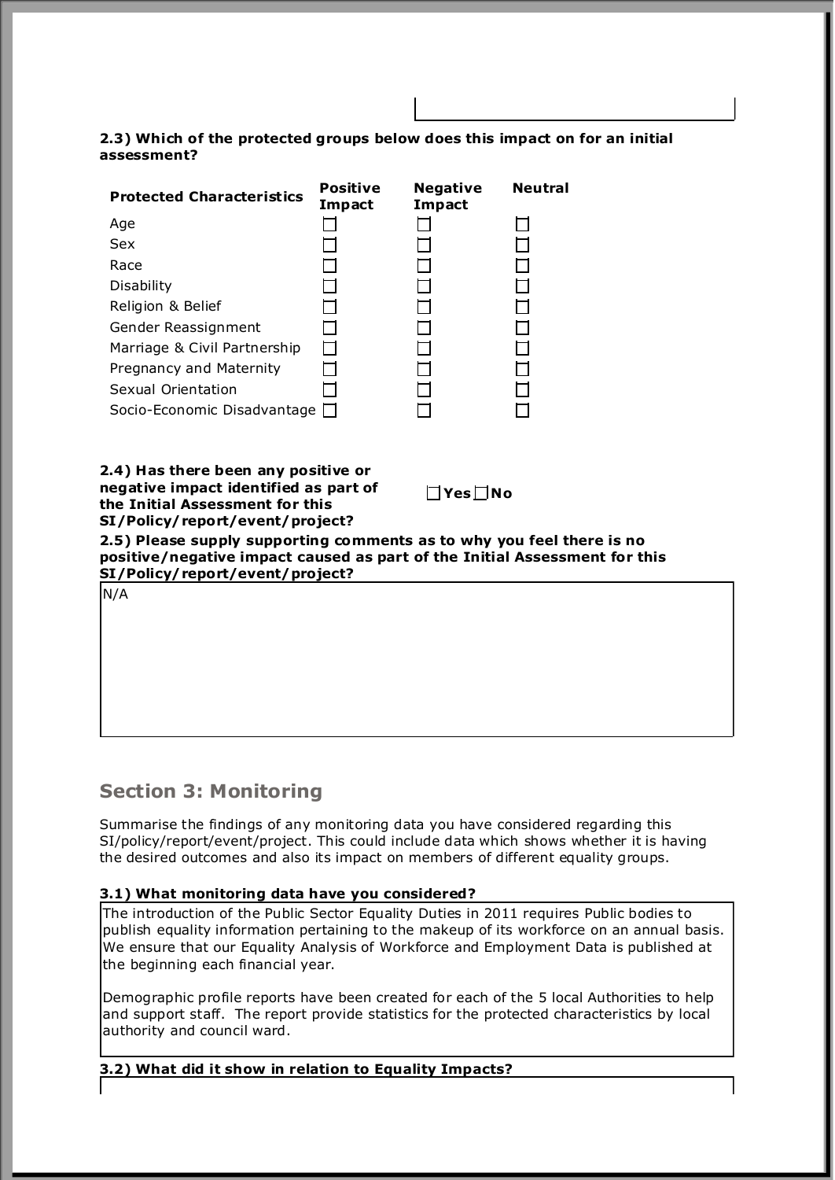**2.3) Which of the protected groups below does this impact on for an initial assessment?**

| Protected Characteristics | Positive Impact | Negative Impact | Neutral |
|---|---|---|---|
| Age | ☐ | ☐ | ☐ |
| Sex | ☐ | ☐ | ☐ |
| Race | ☐ | ☐ | ☐ |
| Disability | ☐ | ☐ | ☐ |
| Religion & Belief | ☐ | ☐ | ☐ |
| Gender Reassignment | ☐ | ☐ | ☐ |
| Marriage & Civil Partnership | ☐ | ☐ | ☐ |
| Pregnancy and Maternity | ☐ | ☐ | ☐ |
| Sexual Orientation | ☐ | ☐ | ☐ |
| Socio-Economic Disadvantage | ☐ | ☐ | ☐ |

**2.4) Has there been any positive or negative impact identified as part of the Initial Assessment for this SI/Policy/report/event/project?**

☐ **Yes** ☐ **No**

**2.5) Please supply supporting comments as to why you feel there is no positive/negative impact caused as part of the Initial Assessment for this SI/Policy/report/event/project?**

N/A

## Section 3: Monitoring

Summarise the findings of any monitoring data you have considered regarding this SI/policy/report/event/project. This could include data which shows whether it is having the desired outcomes and also its impact on members of different equality groups.

**3.1) What monitoring data have you considered?**

The introduction of the Public Sector Equality Duties in 2011 requires Public bodies to publish equality information pertaining to the makeup of its workforce on an annual basis. We ensure that our Equality Analysis of Workforce and Employment Data is published at the beginning each financial year.

Demographic profile reports have been created for each of the 5 local Authorities to help and support staff. The report provide statistics for the protected characteristics by local authority and council ward.

**3.2) What did it show in relation to Equality Impacts?**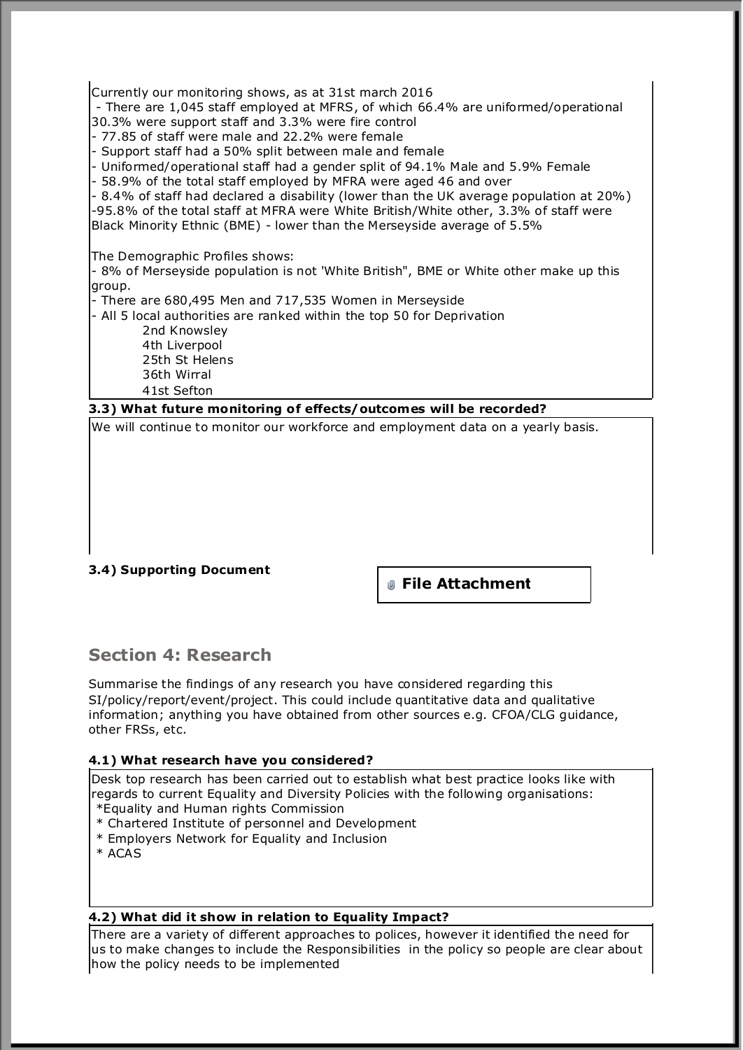Currently our monitoring shows, as at 31st march 2016

- There are 1,045 staff employed at MFRS, of which 66.4% are uniformed/operational 30.3% were support staff and 3.3% were fire control
- 77.85 of staff were male and 22.2% were female
- Support staff had a 50% split between male and female
- Uniformed/operational staff had a gender split of 94.1% Male and 5.9% Female
- 58.9% of the total staff employed by MFRA were aged 46 and over
- 8.4% of staff had declared a disability (lower than the UK average population at 20%)
- 95.8% of the total staff at MFRA were White British/White other, 3.3% of staff were Black Minority Ethnic (BME) - lower than the Merseyside average of 5.5%

The Demographic Profiles shows:

- 8% of Merseyside population is not 'White British", BME or White other make up this group.
- There are 680,495 Men and 717,535 Women in Merseyside
- All 5 local authorities are ranked within the top 50 for Deprivation
  - 2nd Knowsley
  - 4th Liverpool
  - 25th St Helens
  - 36th Wirral
  - 41st Sefton

**3.3) What future monitoring of effects/outcomes will be recorded?**

We will continue to monitor our workforce and employment data on a yearly basis.

**3.4) Supporting Document**

**File Attachment**

## Section 4: Research

Summarise the findings of any research you have considered regarding this SI/policy/report/event/project. This could include quantitative data and qualitative information; anything you have obtained from other sources e.g. CFOA/CLG guidance, other FRSs, etc.

**4.1) What research have you considered?**

Desk top research has been carried out to establish what best practice looks like with regards to current Equality and Diversity Policies with the following organisations:

*Equality and Human rights Commission
* Chartered Institute of personnel and Development
* Employers Network for Equality and Inclusion
* ACAS

**4.2) What did it show in relation to Equality Impact?**

There are a variety of different approaches to polices, however it identified the need for us to make changes to include the Responsibilities in the policy so people are clear about how the policy needs to be implemented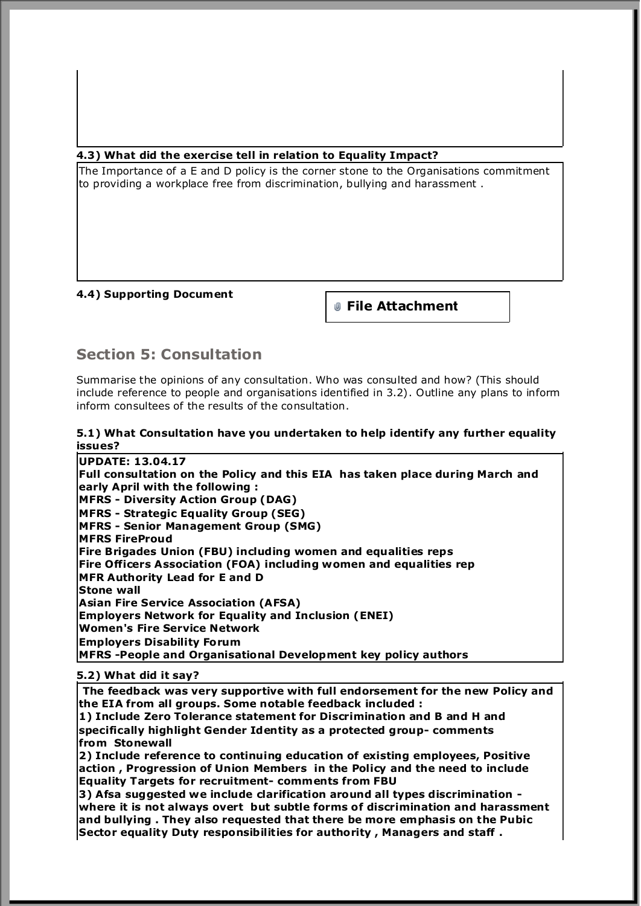**4.3) What did the exercise tell in relation to Equality Impact?**

The Importance of a E and D policy is the corner stone to the Organisations commitment to providing a workplace free from discrimination, bullying and harassment .

**4.4) Supporting Document**

File Attachment

## Section 5: Consultation

Summarise the opinions of any consultation. Who was consulted and how? (This should include reference to people and organisations identified in 3.2). Outline any plans to inform inform consultees of the results of the consultation.

**5.1) What Consultation have you undertaken to help identify any further equality issues?**

**UPDATE: 13.04.17**
**Full consultation on the Policy and this EIA has taken place during March and early April with the following :**
**MFRS - Diversity Action Group (DAG)**
**MFRS - Strategic Equality Group (SEG)**
**MFRS - Senior Management Group (SMG)**
**MFRS FireProud**
**Fire Brigades Union (FBU) including women and equalities reps**
**Fire Officers Association (FOA) including women and equalities rep**
**MFR Authority Lead for E and D**
**Stone wall**
**Asian Fire Service Association (AFSA)**
**Employers Network for Equality and Inclusion (ENEI)**
**Women's Fire Service Network**
**Employers Disability Forum**
**MFRS -People and Organisational Development key policy authors**

**5.2) What did it say?**

**The feedback was very supportive with full endorsement for the new Policy and the EIA from all groups. Some notable feedback included :**
**1) Include Zero Tolerance statement for Discrimination and B and H and specifically highlight Gender Identity as a protected group- comments from Stonewall**
**2) Include reference to continuing education of existing employees, Positive action , Progression of Union Members in the Policy and the need to include Equality Targets for recruitment- comments from FBU**
**3) Afsa suggested we include clarification around all types discrimination - where it is not always overt but subtle forms of discrimination and harassment and bullying . They also requested that there be more emphasis on the Pubic Sector equality Duty responsibilities for authority , Managers and staff .**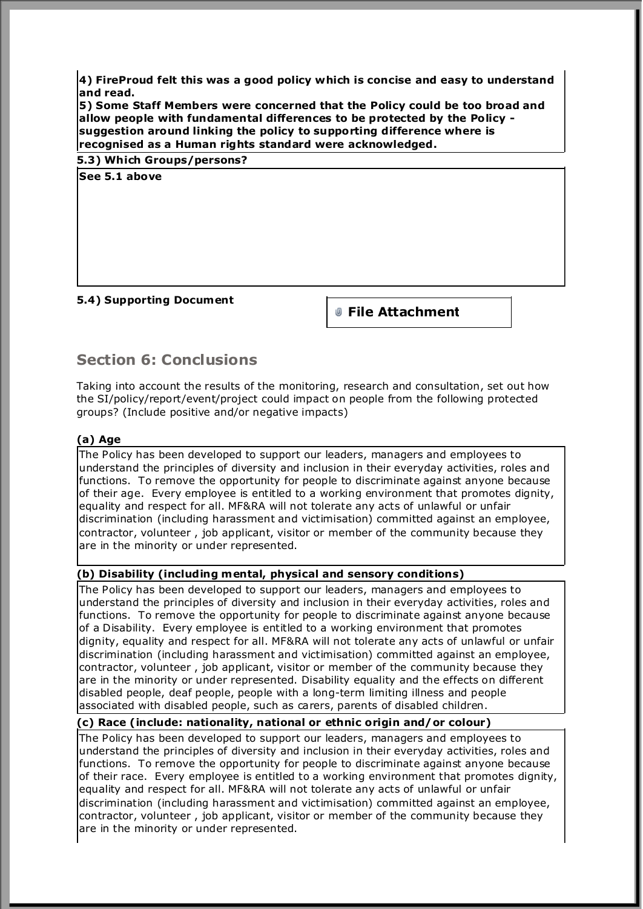**4) FireProud felt this was a good policy which is concise and easy to understand and read.**
**5) Some Staff Members were concerned that the Policy could be too broad and allow people with fundamental differences to be protected by the Policy - suggestion around linking the policy to supporting difference where is recognised as a Human rights standard were acknowledged.**

**5.3) Which Groups/persons?**

**See 5.1 above**

**5.4) Supporting Document**

**File Attachment**

## Section 6: Conclusions

Taking into account the results of the monitoring, research and consultation, set out how the SI/policy/report/event/project could impact on people from the following protected groups? (Include positive and/or negative impacts)

**(a) Age**

The Policy has been developed to support our leaders, managers and employees to understand the principles of diversity and inclusion in their everyday activities, roles and functions. To remove the opportunity for people to discriminate against anyone because of their age. Every employee is entitled to a working environment that promotes dignity, equality and respect for all. MF&RA will not tolerate any acts of unlawful or unfair discrimination (including harassment and victimisation) committed against an employee, contractor, volunteer , job applicant, visitor or member of the community because they are in the minority or under represented.

**(b) Disability (including mental, physical and sensory conditions)**

The Policy has been developed to support our leaders, managers and employees to understand the principles of diversity and inclusion in their everyday activities, roles and functions. To remove the opportunity for people to discriminate against anyone because of a Disability. Every employee is entitled to a working environment that promotes dignity, equality and respect for all. MF&RA will not tolerate any acts of unlawful or unfair discrimination (including harassment and victimisation) committed against an employee, contractor, volunteer , job applicant, visitor or member of the community because they are in the minority or under represented. Disability equality and the effects on different disabled people, deaf people, people with a long-term limiting illness and people associated with disabled people, such as carers, parents of disabled children.

**(c) Race (include: nationality, national or ethnic origin and/or colour)**

The Policy has been developed to support our leaders, managers and employees to understand the principles of diversity and inclusion in their everyday activities, roles and functions. To remove the opportunity for people to discriminate against anyone because of their race. Every employee is entitled to a working environment that promotes dignity, equality and respect for all. MF&RA will not tolerate any acts of unlawful or unfair discrimination (including harassment and victimisation) committed against an employee, contractor, volunteer , job applicant, visitor or member of the community because they are in the minority or under represented.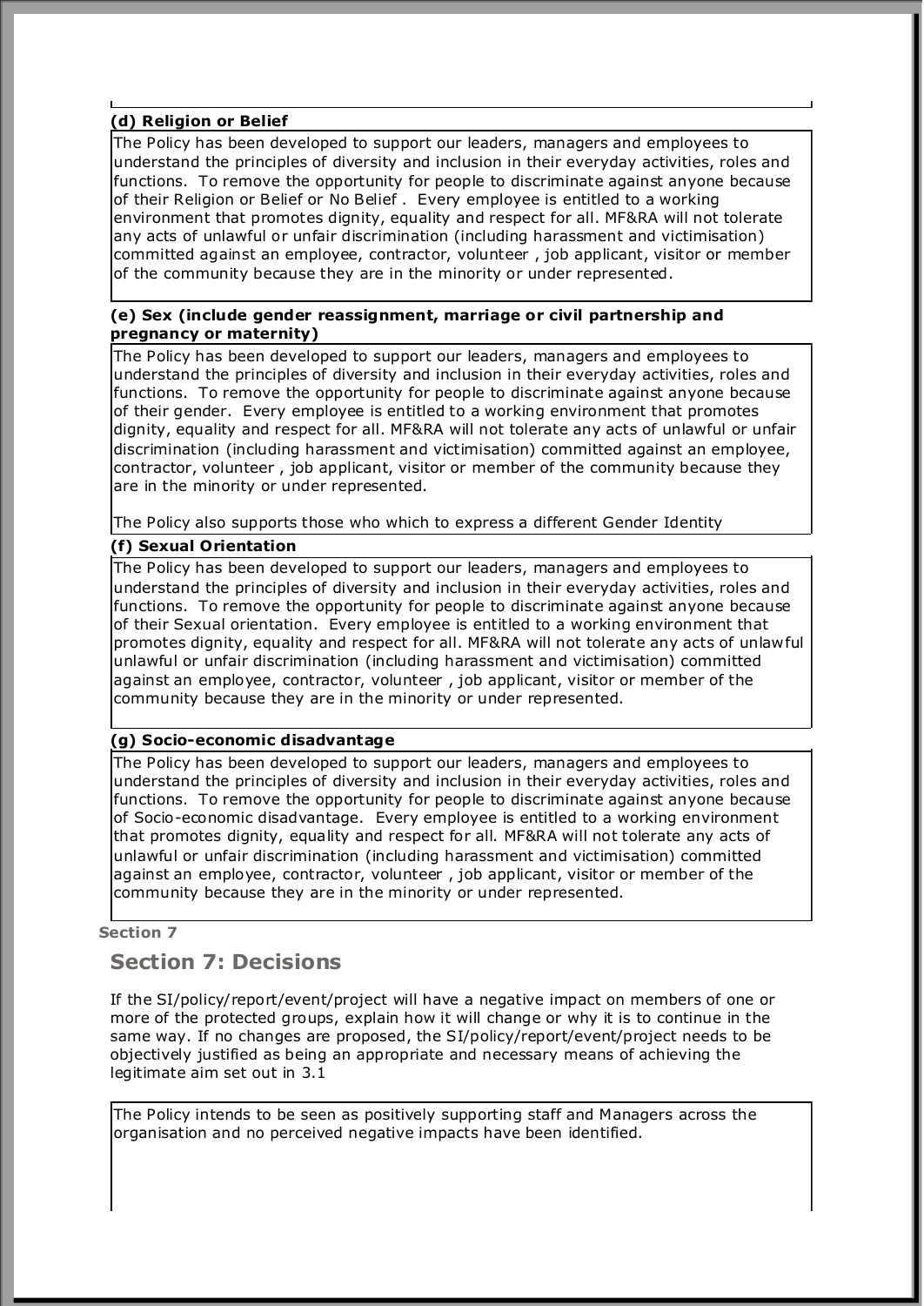**(d) Religion or Belief**

The Policy has been developed to support our leaders, managers and employees to understand the principles of diversity and inclusion in their everyday activities, roles and functions. To remove the opportunity for people to discriminate against anyone because of their Religion or Belief or No Belief . Every employee is entitled to a working environment that promotes dignity, equality and respect for all. MF&RA will not tolerate any acts of unlawful or unfair discrimination (including harassment and victimisation) committed against an employee, contractor, volunteer , job applicant, visitor or member of the community because they are in the minority or under represented.

**(e) Sex (include gender reassignment, marriage or civil partnership and pregnancy or maternity)**

The Policy has been developed to support our leaders, managers and employees to understand the principles of diversity and inclusion in their everyday activities, roles and functions. To remove the opportunity for people to discriminate against anyone because of their gender. Every employee is entitled to a working environment that promotes dignity, equality and respect for all. MF&RA will not tolerate any acts of unlawful or unfair discrimination (including harassment and victimisation) committed against an employee, contractor, volunteer , job applicant, visitor or member of the community because they are in the minority or under represented.

The Policy also supports those who which to express a different Gender Identity

**(f) Sexual Orientation**

The Policy has been developed to support our leaders, managers and employees to understand the principles of diversity and inclusion in their everyday activities, roles and functions. To remove the opportunity for people to discriminate against anyone because of their Sexual orientation. Every employee is entitled to a working environment that promotes dignity, equality and respect for all. MF&RA will not tolerate any acts of unlawful unlawful or unfair discrimination (including harassment and victimisation) committed against an employee, contractor, volunteer , job applicant, visitor or member of the community because they are in the minority or under represented.

**(g) Socio-economic disadvantage**

The Policy has been developed to support our leaders, managers and employees to understand the principles of diversity and inclusion in their everyday activities, roles and functions. To remove the opportunity for people to discriminate against anyone because of Socio-economic disadvantage. Every employee is entitled to a working environment that promotes dignity, equality and respect for all. MF&RA will not tolerate any acts of unlawful or unfair discrimination (including harassment and victimisation) committed against an employee, contractor, volunteer , job applicant, visitor or member of the community because they are in the minority or under represented.

**Section 7**

## Section 7: Decisions

If the SI/policy/report/event/project will have a negative impact on members of one or more of the protected groups, explain how it will change or why it is to continue in the same way. If no changes are proposed, the SI/policy/report/event/project needs to be objectively justified as being an appropriate and necessary means of achieving the legitimate aim set out in 3.1

The Policy intends to be seen as positively supporting staff and Managers across the organisation and no perceived negative impacts have been identified.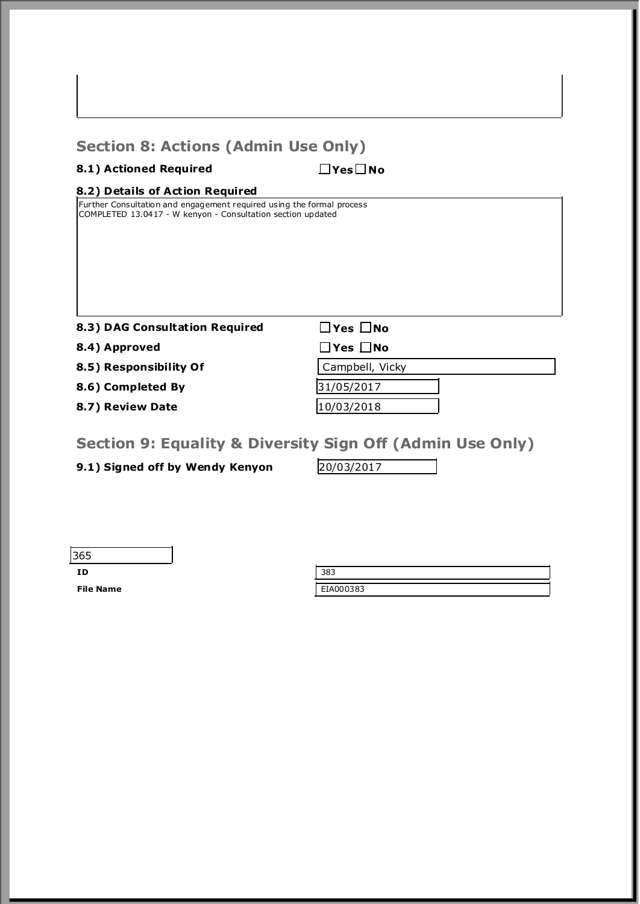## Section 8: Actions (Admin Use Only)

**8.1) Actioned Required** ☐ **Yes** ☐ **No**

**8.2) Details of Action Required**

Further Consultation and engagement required using the formal process
COMPLETED 13.0417 - W kenyon - Consultation section updated

**8.3) DAG Consultation Required** ☐ **Yes** ☐ **No**

**8.4) Approved** ☐ **Yes** ☐ **No**

**8.5) Responsibility Of** Campbell, Vicky

**8.6) Completed By** 31/05/2017

**8.7) Review Date** 10/03/2018

## Section 9: Equality & Diversity Sign Off (Admin Use Only)

**9.1) Signed off by Wendy Kenyon** 20/03/2017

365

**ID** 383

**File Name** EIA000383